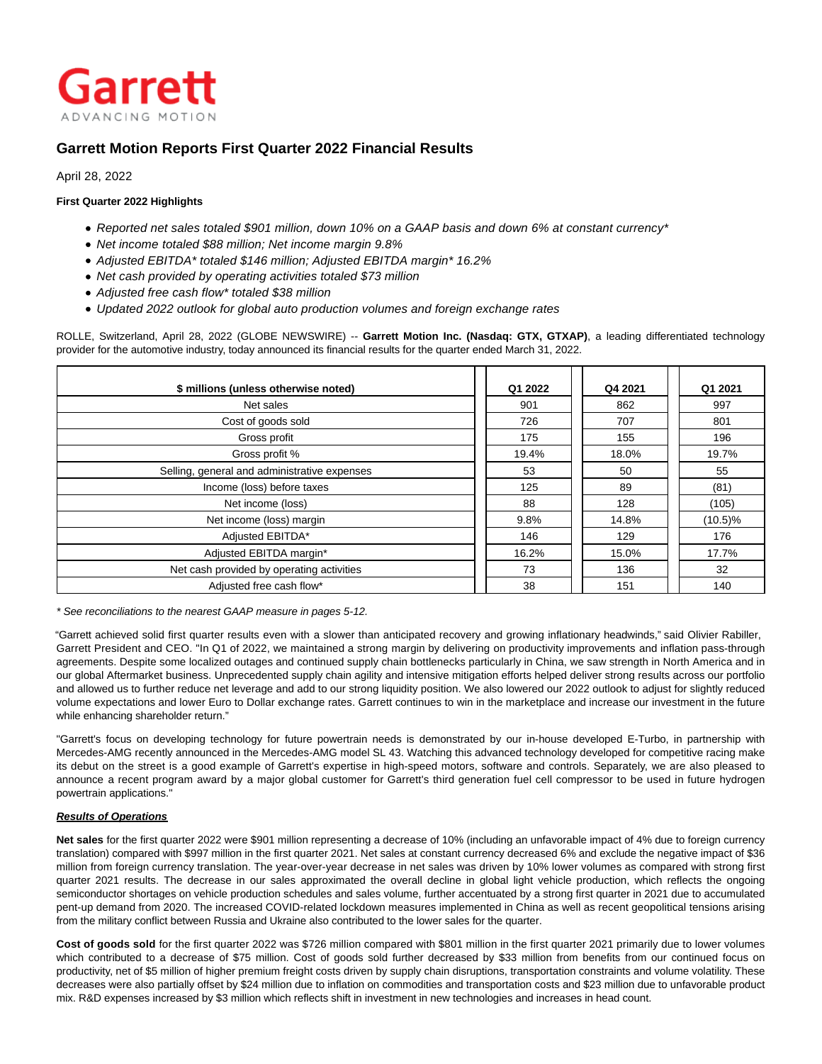Garrett

ADVANCING MOTION

# Garrett Motion Reports First Quarter 2022 Financial Results

April 28, 2022

**First Quarter 2022 Highlights**

- *Reported net sales totaled $901 million, down 10% on a GAAP basis and down 6% at constant currency**
- *Net income totaled $88 million; Net income margin 9.8%*
- *Adjusted EBITDA* totaled $146 million; Adjusted EBITDA margin* 16.2%*
- *Net cash provided by operating activities totaled $73 million*
- *Adjusted free cash flow* totaled $38 million*
- *Updated 2022 outlook for global auto production volumes and foreign exchange rates*

ROLLE, Switzerland, April 28, 2022 (GLOBE NEWSWIRE) -- **Garrett Motion Inc. (Nasdaq: GTX, GTXAP)**, a leading differentiated technology provider for the automotive industry, today announced its financial results for the quarter ended March 31, 2022.

| $ millions (unless otherwise noted) | Q1 2022 | Q4 2021 | Q1 2021 |
|---|---|---|---|
| Net sales | 901 | 862 | 997 |
| Cost of goods sold | 726 | 707 | 801 |
| Gross profit | 175 | 155 | 196 |
| Gross profit % | 19.4% | 18.0% | 19.7% |
| Selling, general and administrative expenses | 53 | 50 | 55 |
| Income (loss) before taxes | 125 | 89 | (81) |
| Net income (loss) | 88 | 128 | (105) |
| Net income (loss) margin | 9.8% | 14.8% | (10.5)% |
| Adjusted EBITDA* | 146 | 129 | 176 |
| Adjusted EBITDA margin* | 16.2% | 15.0% | 17.7% |
| Net cash provided by operating activities | 73 | 136 | 32 |
| Adjusted free cash flow* | 38 | 151 | 140 |

*\* See reconciliations to the nearest GAAP measure in pages 5-12.*

"Garrett achieved solid first quarter results even with a slower than anticipated recovery and growing inflationary headwinds," said Olivier Rabiller, Garrett President and CEO. "In Q1 of 2022, we maintained a strong margin by delivering on productivity improvements and inflation pass-through agreements. Despite some localized outages and continued supply chain bottlenecks particularly in China, we saw strength in North America and in our global Aftermarket business. Unprecedented supply chain agility and intensive mitigation efforts helped deliver strong results across our portfolio and allowed us to further reduce net leverage and add to our strong liquidity position. We also lowered our 2022 outlook to adjust for slightly reduced volume expectations and lower Euro to Dollar exchange rates. Garrett continues to win in the marketplace and increase our investment in the future while enhancing shareholder return."

"Garrett's focus on developing technology for future powertrain needs is demonstrated by our in-house developed E-Turbo, in partnership with Mercedes-AMG recently announced in the Mercedes-AMG model SL 43. Watching this advanced technology developed for competitive racing make its debut on the street is a good example of Garrett's expertise in high-speed motors, software and controls. Separately, we are also pleased to announce a recent program award by a major global customer for Garrett's third generation fuel cell compressor to be used in future hydrogen powertrain applications."

***Results of Operations***

**Net sales** for the first quarter 2022 were $901 million representing a decrease of 10% (including an unfavorable impact of 4% due to foreign currency translation) compared with $997 million in the first quarter 2021. Net sales at constant currency decreased 6% and exclude the negative impact of $36 million from foreign currency translation. The year-over-year decrease in net sales was driven by 10% lower volumes as compared with strong first quarter 2021 results. The decrease in our sales approximated the overall decline in global light vehicle production, which reflects the ongoing semiconductor shortages on vehicle production schedules and sales volume, further accentuated by a strong first quarter in 2021 due to accumulated pent-up demand from 2020. The increased COVID-related lockdown measures implemented in China as well as recent geopolitical tensions arising from the military conflict between Russia and Ukraine also contributed to the lower sales for the quarter.

**Cost of goods sold** for the first quarter 2022 was $726 million compared with $801 million in the first quarter 2021 primarily due to lower volumes which contributed to a decrease of $75 million. Cost of goods sold further decreased by $33 million from benefits from our continued focus on productivity, net of $5 million of higher premium freight costs driven by supply chain disruptions, transportation constraints and volume volatility. These decreases were also partially offset by $24 million due to inflation on commodities and transportation costs and $23 million due to unfavorable product mix. R&D expenses increased by $3 million which reflects shift in investment in new technologies and increases in head count.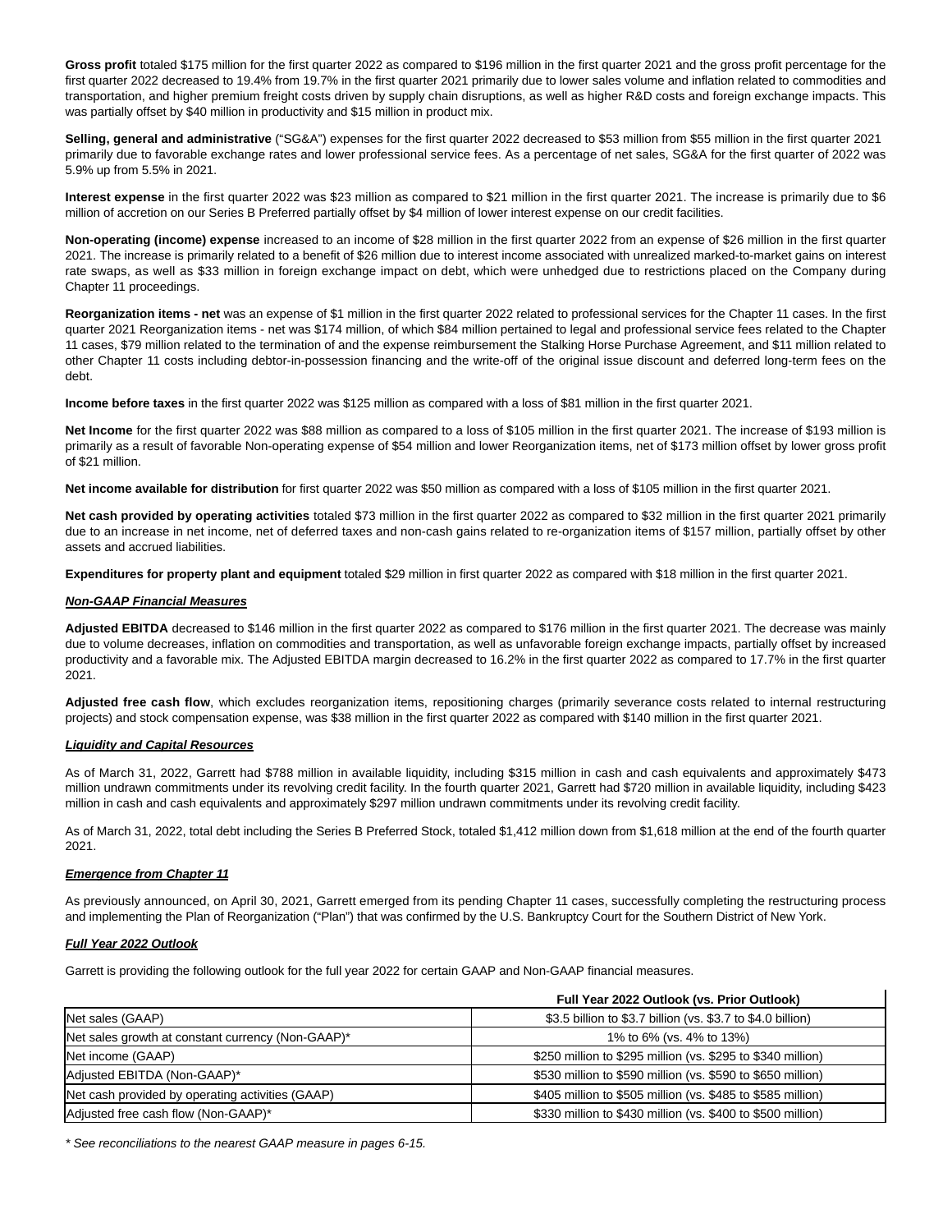**Gross profit** totaled $175 million for the first quarter 2022 as compared to $196 million in the first quarter 2021 and the gross profit percentage for the first quarter 2022 decreased to 19.4% from 19.7% in the first quarter 2021 primarily due to lower sales volume and inflation related to commodities and transportation, and higher premium freight costs driven by supply chain disruptions, as well as higher R&D costs and foreign exchange impacts. This was partially offset by $40 million in productivity and $15 million in product mix.

**Selling, general and administrative** ("SG&A") expenses for the first quarter 2022 decreased to $53 million from $55 million in the first quarter 2021 primarily due to favorable exchange rates and lower professional service fees. As a percentage of net sales, SG&A for the first quarter of 2022 was 5.9% up from 5.5% in 2021.

**Interest expense** in the first quarter 2022 was $23 million as compared to $21 million in the first quarter 2021. The increase is primarily due to $6 million of accretion on our Series B Preferred partially offset by $4 million of lower interest expense on our credit facilities.

**Non-operating (income) expense** increased to an income of $28 million in the first quarter 2022 from an expense of $26 million in the first quarter 2021. The increase is primarily related to a benefit of $26 million due to interest income associated with unrealized marked-to-market gains on interest rate swaps, as well as $33 million in foreign exchange impact on debt, which were unhedged due to restrictions placed on the Company during Chapter 11 proceedings.

**Reorganization items - net** was an expense of $1 million in the first quarter 2022 related to professional services for the Chapter 11 cases. In the first quarter 2021 Reorganization items - net was $174 million, of which $84 million pertained to legal and professional service fees related to the Chapter 11 cases, $79 million related to the termination of and the expense reimbursement the Stalking Horse Purchase Agreement, and $11 million related to other Chapter 11 costs including debtor-in-possession financing and the write-off of the original issue discount and deferred long-term fees on the debt.

**Income before taxes** in the first quarter 2022 was $125 million as compared with a loss of $81 million in the first quarter 2021.

**Net Income** for the first quarter 2022 was $88 million as compared to a loss of $105 million in the first quarter 2021. The increase of $193 million is primarily as a result of favorable Non-operating expense of $54 million and lower Reorganization items, net of $173 million offset by lower gross profit of $21 million.

**Net income available for distribution** for first quarter 2022 was $50 million as compared with a loss of $105 million in the first quarter 2021.

**Net cash provided by operating activities** totaled $73 million in the first quarter 2022 as compared to $32 million in the first quarter 2021 primarily due to an increase in net income, net of deferred taxes and non-cash gains related to re-organization items of $157 million, partially offset by other assets and accrued liabilities.

**Expenditures for property plant and equipment** totaled $29 million in first quarter 2022 as compared with $18 million in the first quarter 2021.

***Non-GAAP Financial Measures***

**Adjusted EBITDA** decreased to $146 million in the first quarter 2022 as compared to $176 million in the first quarter 2021. The decrease was mainly due to volume decreases, inflation on commodities and transportation, as well as unfavorable foreign exchange impacts, partially offset by increased productivity and a favorable mix. The Adjusted EBITDA margin decreased to 16.2% in the first quarter 2022 as compared to 17.7% in the first quarter 2021.

**Adjusted free cash flow**, which excludes reorganization items, repositioning charges (primarily severance costs related to internal restructuring projects) and stock compensation expense, was $38 million in the first quarter 2022 as compared with $140 million in the first quarter 2021.

***Liquidity and Capital Resources***

As of March 31, 2022, Garrett had $788 million in available liquidity, including $315 million in cash and cash equivalents and approximately $473 million undrawn commitments under its revolving credit facility. In the fourth quarter 2021, Garrett had $720 million in available liquidity, including $423 million in cash and cash equivalents and approximately $297 million undrawn commitments under its revolving credit facility.

As of March 31, 2022, total debt including the Series B Preferred Stock, totaled $1,412 million down from $1,618 million at the end of the fourth quarter 2021.

***Emergence from Chapter 11***

As previously announced, on April 30, 2021, Garrett emerged from its pending Chapter 11 cases, successfully completing the restructuring process and implementing the Plan of Reorganization ("Plan") that was confirmed by the U.S. Bankruptcy Court for the Southern District of New York.

***Full Year 2022 Outlook***

Garrett is providing the following outlook for the full year 2022 for certain GAAP and Non-GAAP financial measures.

| | Full Year 2022 Outlook (vs. Prior Outlook) |
|---|---|
| Net sales (GAAP) | $3.5 billion to $3.7 billion (vs. $3.7 to $4.0 billion) |
| Net sales growth at constant currency (Non-GAAP)* | 1% to 6% (vs. 4% to 13%) |
| Net income (GAAP) | $250 million to $295 million (vs. $295 to $340 million) |
| Adjusted EBITDA (Non-GAAP)* | $530 million to $590 million (vs. $590 to $650 million) |
| Net cash provided by operating activities (GAAP) | $405 million to $505 million (vs. $485 to $585 million) |
| Adjusted free cash flow (Non-GAAP)* | $330 million to $430 million (vs. $400 to $500 million) |

*\* See reconciliations to the nearest GAAP measure in pages 6-15.*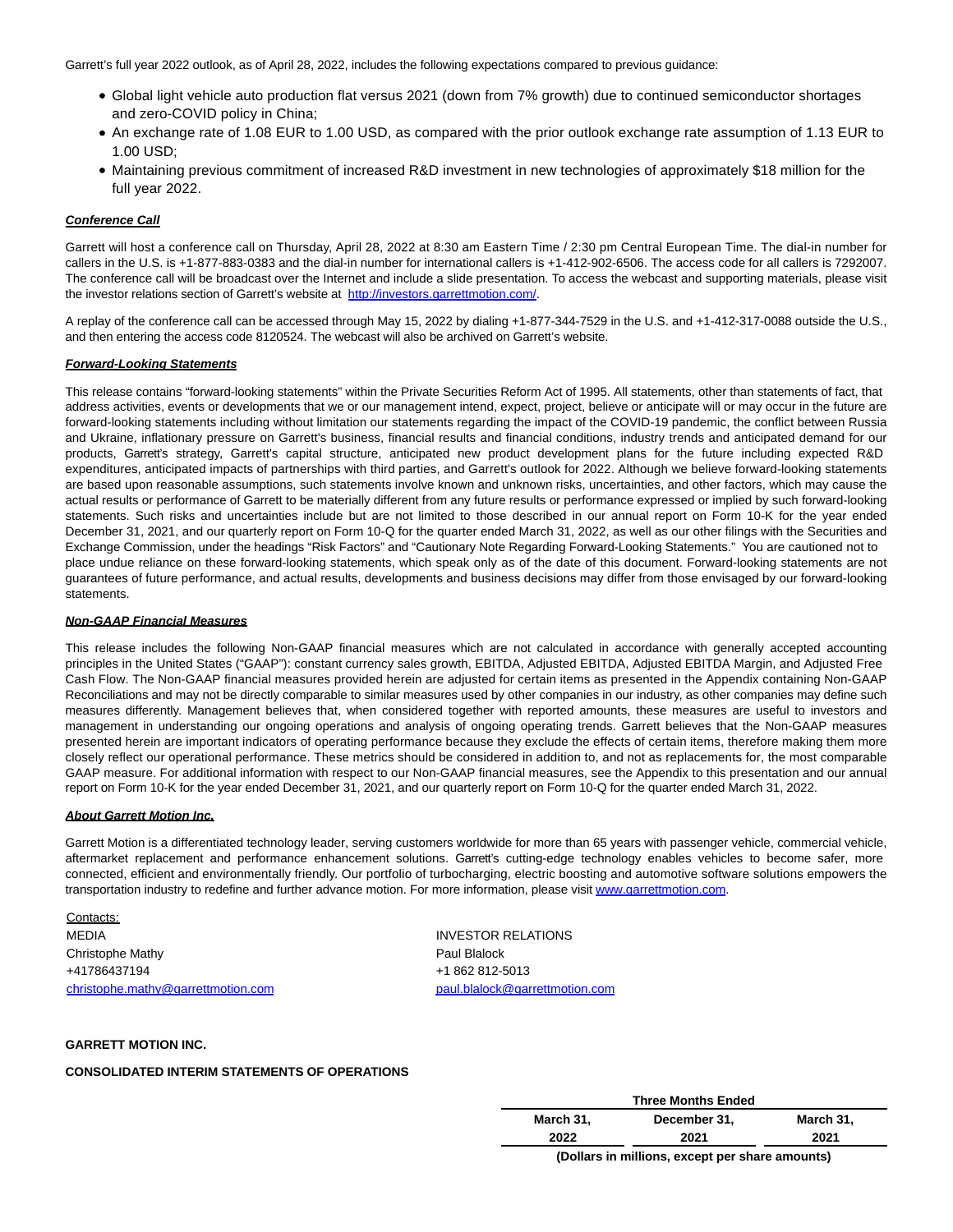Garrett's full year 2022 outlook, as of April 28, 2022, includes the following expectations compared to previous guidance:

- Global light vehicle auto production flat versus 2021 (down from 7% growth) due to continued semiconductor shortages and zero-COVID policy in China;
- An exchange rate of 1.08 EUR to 1.00 USD, as compared with the prior outlook exchange rate assumption of 1.13 EUR to 1.00 USD;
- Maintaining previous commitment of increased R&D investment in new technologies of approximately $18 million for the full year 2022.

**Conference Call**

Garrett will host a conference call on Thursday, April 28, 2022 at 8:30 am Eastern Time / 2:30 pm Central European Time. The dial-in number for callers in the U.S. is +1-877-883-0383 and the dial-in number for international callers is +1-412-902-6506. The access code for all callers is 7292007. The conference call will be broadcast over the Internet and include a slide presentation. To access the webcast and supporting materials, please visit the investor relations section of Garrett's website at http://investors.garrettmotion.com/.

A replay of the conference call can be accessed through May 15, 2022 by dialing +1-877-344-7529 in the U.S. and +1-412-317-0088 outside the U.S., and then entering the access code 8120524. The webcast will also be archived on Garrett's website.

**Forward-Looking Statements**

This release contains "forward-looking statements" within the Private Securities Reform Act of 1995. All statements, other than statements of fact, that address activities, events or developments that we or our management intend, expect, project, believe or anticipate will or may occur in the future are forward-looking statements including without limitation our statements regarding the impact of the COVID-19 pandemic, the conflict between Russia and Ukraine, inflationary pressure on Garrett's business, financial results and financial conditions, industry trends and anticipated demand for our products, Garrett's strategy, Garrett's capital structure, anticipated new product development plans for the future including expected R&D expenditures, anticipated impacts of partnerships with third parties, and Garrett's outlook for 2022. Although we believe forward-looking statements are based upon reasonable assumptions, such statements involve known and unknown risks, uncertainties, and other factors, which may cause the actual results or performance of Garrett to be materially different from any future results or performance expressed or implied by such forward-looking statements. Such risks and uncertainties include but are not limited to those described in our annual report on Form 10-K for the year ended December 31, 2021, and our quarterly report on Form 10-Q for the quarter ended March 31, 2022, as well as our other filings with the Securities and Exchange Commission, under the headings "Risk Factors" and "Cautionary Note Regarding Forward-Looking Statements." You are cautioned not to place undue reliance on these forward-looking statements, which speak only as of the date of this document. Forward-looking statements are not guarantees of future performance, and actual results, developments and business decisions may differ from those envisaged by our forward-looking statements.

**Non-GAAP Financial Measures**

This release includes the following Non-GAAP financial measures which are not calculated in accordance with generally accepted accounting principles in the United States ("GAAP"): constant currency sales growth, EBITDA, Adjusted EBITDA, Adjusted EBITDA Margin, and Adjusted Free Cash Flow. The Non-GAAP financial measures provided herein are adjusted for certain items as presented in the Appendix containing Non-GAAP Reconciliations and may not be directly comparable to similar measures used by other companies in our industry, as other companies may define such measures differently. Management believes that, when considered together with reported amounts, these measures are useful to investors and management in understanding our ongoing operations and analysis of ongoing operating trends. Garrett believes that the Non-GAAP measures presented herein are important indicators of operating performance because they exclude the effects of certain items, therefore making them more closely reflect our operational performance. These metrics should be considered in addition to, and not as replacements for, the most comparable GAAP measure. For additional information with respect to our Non-GAAP financial measures, see the Appendix to this presentation and our annual report on Form 10-K for the year ended December 31, 2021, and our quarterly report on Form 10-Q for the quarter ended March 31, 2022.

**About Garrett Motion Inc.**

Garrett Motion is a differentiated technology leader, serving customers worldwide for more than 65 years with passenger vehicle, commercial vehicle, aftermarket replacement and performance enhancement solutions. Garrett's cutting-edge technology enables vehicles to become safer, more connected, efficient and environmentally friendly. Our portfolio of turbocharging, electric boosting and automotive software solutions empowers the transportation industry to redefine and further advance motion. For more information, please visit www.garrettmotion.com.

Contacts:

| MEDIA | INVESTOR RELATIONS |
|---|---|
| Christophe Mathy | Paul Blalock |
| +41786437194 | +1 862 812-5013 |
| christophe.mathy@garrettmotion.com | paul.blalock@garrettmotion.com |

**GARRETT MOTION INC.**

**CONSOLIDATED INTERIM STATEMENTS OF OPERATIONS**

| | Three Months Ended | | |
|---|---|---|---|
| | March 31, 2022 | December 31, 2021 | March 31, 2021 |
| | (Dollars in millions, except per share amounts) | | |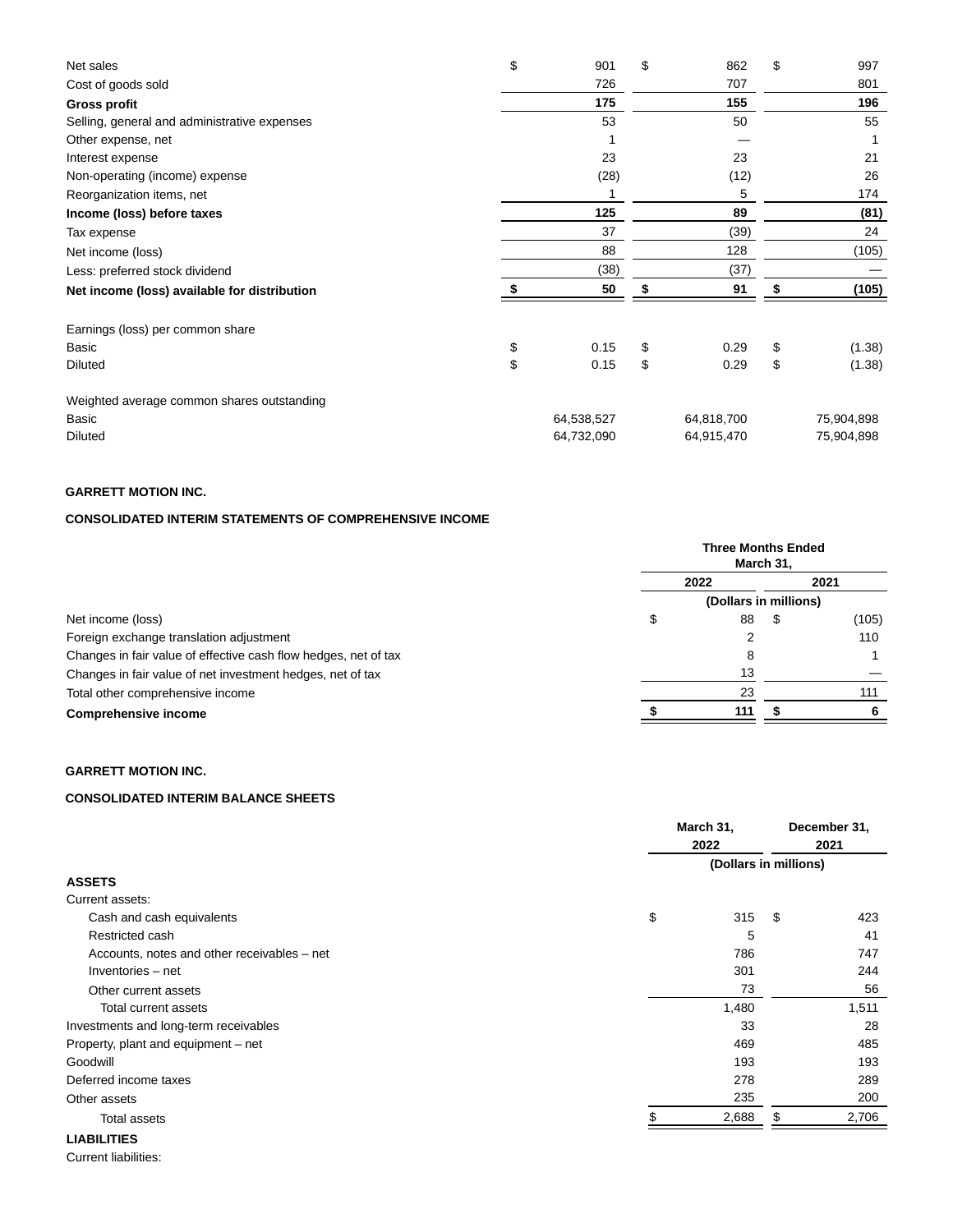|  |  |  |  |
|---|---|---|---|
| Net sales | $ 901 | $ 862 | $ 997 |
| Cost of goods sold | 726 | 707 | 801 |
| **Gross profit** | **175** | **155** | **196** |
| Selling, general and administrative expenses | 53 | 50 | 55 |
| Other expense, net | 1 | — | 1 |
| Interest expense | 23 | 23 | 21 |
| Non-operating (income) expense | (28) | (12) | 26 |
| Reorganization items, net | 1 | 5 | 174 |
| **Income (loss) before taxes** | **125** | **89** | **(81)** |
| Tax expense | 37 | (39) | 24 |
| Net income (loss) | 88 | 128 | (105) |
| Less: preferred stock dividend | (38) | (37) | — |
| **Net income (loss) available for distribution** | **$ 50** | **$ 91** | **$ (105)** |
|  |  |  |  |
| Earnings (loss) per common share |  |  |  |
| Basic | $ 0.15 | $ 0.29 | $ (1.38) |
| Diluted | $ 0.15 | $ 0.29 | $ (1.38) |
|  |  |  |  |
| Weighted average common shares outstanding |  |  |  |
| Basic | 64,538,527 | 64,818,700 | 75,904,898 |
| Diluted | 64,732,090 | 64,915,470 | 75,904,898 |

**GARRETT MOTION INC.**

**CONSOLIDATED INTERIM STATEMENTS OF COMPREHENSIVE INCOME**

|  | **Three Months Ended March 31,** |  |
|---|---|---|
|  | **2022** | **2021** |
|  | **(Dollars in millions)** |  |
| Net income (loss) | $ 88 | $ (105) |
| Foreign exchange translation adjustment | 2 | 110 |
| Changes in fair value of effective cash flow hedges, net of tax | 8 | 1 |
| Changes in fair value of net investment hedges, net of tax | 13 | — |
| Total other comprehensive income | 23 | 111 |
| **Comprehensive income** | **$ 111** | **$ 6** |

**GARRETT MOTION INC.**

**CONSOLIDATED INTERIM BALANCE SHEETS**

|  | **March 31, 2022** | **December 31, 2021** |
|---|---|---|
|  | **(Dollars in millions)** |  |
| **ASSETS** |  |  |
| Current assets: |  |  |
| Cash and cash equivalents | $ 315 | $ 423 |
| Restricted cash | 5 | 41 |
| Accounts, notes and other receivables – net | 786 | 747 |
| Inventories – net | 301 | 244 |
| Other current assets | 73 | 56 |
| Total current assets | 1,480 | 1,511 |
| Investments and long-term receivables | 33 | 28 |
| Property, plant and equipment – net | 469 | 485 |
| Goodwill | 193 | 193 |
| Deferred income taxes | 278 | 289 |
| Other assets | 235 | 200 |
| Total assets | $ 2,688 | $ 2,706 |
| **LIABILITIES** |  |  |
| Current liabilities: |  |  |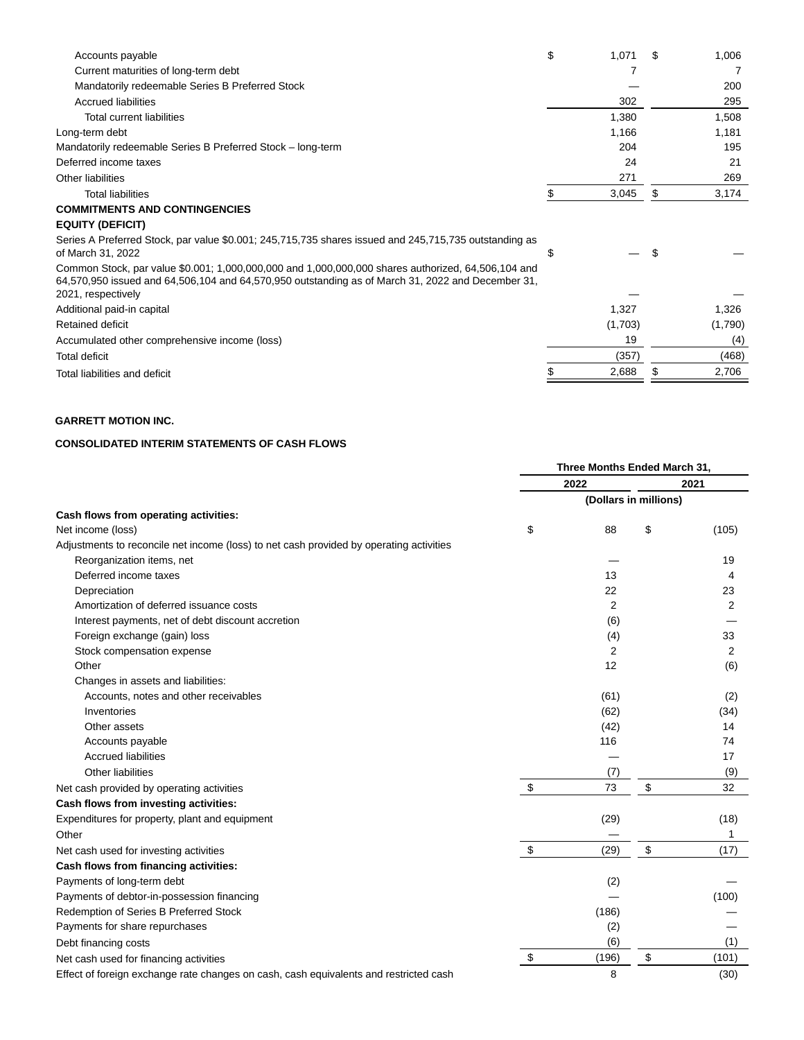| | | |
|---|---|---|
| Accounts payable | $ 1,071 | $ 1,006 |
| Current maturities of long-term debt | 7 | 7 |
| Mandatorily redeemable Series B Preferred Stock | — | 200 |
| Accrued liabilities | 302 | 295 |
| Total current liabilities | 1,380 | 1,508 |
| Long-term debt | 1,166 | 1,181 |
| Mandatorily redeemable Series B Preferred Stock – long-term | 204 | 195 |
| Deferred income taxes | 24 | 21 |
| Other liabilities | 271 | 269 |
| Total liabilities | $ 3,045 | $ 3,174 |
| **COMMITMENTS AND CONTINGENCIES** | | |
| **EQUITY (DEFICIT)** | | |
| Series A Preferred Stock, par value $0.001; 245,715,735 shares issued and 245,715,735 outstanding as of March 31, 2022 | $ — | $ — |
| Common Stock, par value $0.001; 1,000,000,000 and 1,000,000,000 shares authorized, 64,506,104 and 64,570,950 issued and 64,506,104 and 64,570,950 outstanding as of March 31, 2022 and December 31, 2021, respectively | — | — |
| Additional paid-in capital | 1,327 | 1,326 |
| Retained deficit | (1,703) | (1,790) |
| Accumulated other comprehensive income (loss) | 19 | (4) |
| Total deficit | (357) | (468) |
| Total liabilities and deficit | $ 2,688 | $ 2,706 |

**GARRETT MOTION INC.**

**CONSOLIDATED INTERIM STATEMENTS OF CASH FLOWS**

| | Three Months Ended March 31, | |
|---|---|---|
| | 2022 | 2021 |
| | (Dollars in millions) | |
| **Cash flows from operating activities:** | | |
| Net income (loss) | $ 88 | $ (105) |
| Adjustments to reconcile net income (loss) to net cash provided by operating activities | | |
| Reorganization items, net | — | 19 |
| Deferred income taxes | 13 | 4 |
| Depreciation | 22 | 23 |
| Amortization of deferred issuance costs | 2 | 2 |
| Interest payments, net of debt discount accretion | (6) | — |
| Foreign exchange (gain) loss | (4) | 33 |
| Stock compensation expense | 2 | 2 |
| Other | 12 | (6) |
| Changes in assets and liabilities: | | |
| Accounts, notes and other receivables | (61) | (2) |
| Inventories | (62) | (34) |
| Other assets | (42) | 14 |
| Accounts payable | 116 | 74 |
| Accrued liabilities | — | 17 |
| Other liabilities | (7) | (9) |
| Net cash provided by operating activities | $ 73 | $ 32 |
| **Cash flows from investing activities:** | | |
| Expenditures for property, plant and equipment | (29) | (18) |
| Other | — | 1 |
| Net cash used for investing activities | $ (29) | $ (17) |
| **Cash flows from financing activities:** | | |
| Payments of long-term debt | (2) | — |
| Payments of debtor-in-possession financing | — | (100) |
| Redemption of Series B Preferred Stock | (186) | — |
| Payments for share repurchases | (2) | — |
| Debt financing costs | (6) | (1) |
| Net cash used for financing activities | $ (196) | $ (101) |
| Effect of foreign exchange rate changes on cash, cash equivalents and restricted cash | 8 | (30) |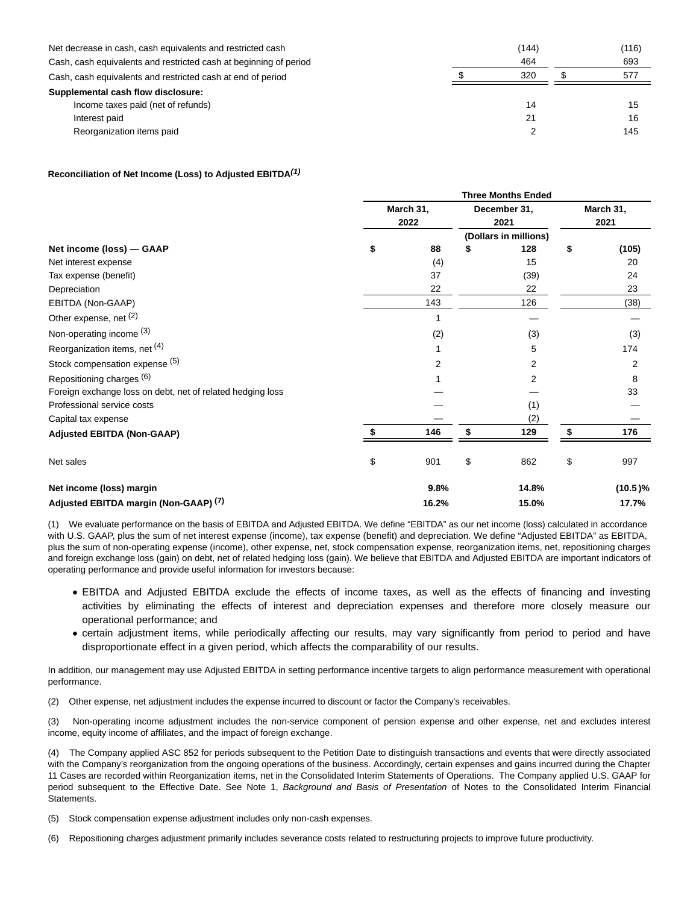| | | |
|---|---|---|
| Net decrease in cash, cash equivalents and restricted cash | (144) | (116) |
| Cash, cash equivalents and restricted cash at beginning of period | 464 | 693 |
| Cash, cash equivalents and restricted cash at end of period | $ 320 | $ 577 |
| **Supplemental cash flow disclosure:** | | |
| Income taxes paid (net of refunds) | 14 | 15 |
| Interest paid | 21 | 16 |
| Reorganization items paid | 2 | 145 |

**Reconciliation of Net Income (Loss) to Adjusted EBITDA*(1)***

| | Three Months Ended | | |
|---|---|---|---|
| | March 31, 2022 | December 31, 2021 | March 31, 2021 |
| | | (Dollars in millions) | |
| **Net income (loss) — GAAP** | **$ 88** | **$ 128** | **$ (105)** |
| Net interest expense | (4) | 15 | 20 |
| Tax expense (benefit) | 37 | (39) | 24 |
| Depreciation | 22 | 22 | 23 |
| EBITDA (Non-GAAP) | 143 | 126 | (38) |
| Other expense, net (2) | 1 | — | — |
| Non-operating income (3) | (2) | (3) | (3) |
| Reorganization items, net (4) | 1 | 5 | 174 |
| Stock compensation expense (5) | 2 | 2 | 2 |
| Repositioning charges (6) | 1 | 2 | 8 |
| Foreign exchange loss on debt, net of related hedging loss | — | — | 33 |
| Professional service costs | — | (1) | — |
| Capital tax expense | — | (2) | — |
| **Adjusted EBITDA (Non-GAAP)** | **$ 146** | **$ 129** | **$ 176** |
| Net sales | $ 901 | $ 862 | $ 997 |
| **Net income (loss) margin** | **9.8%** | **14.8%** | **(10.5)%** |
| **Adjusted EBITDA margin (Non-GAAP) (7)** | **16.2%** | **15.0%** | **17.7%** |

(1) We evaluate performance on the basis of EBITDA and Adjusted EBITDA. We define "EBITDA" as our net income (loss) calculated in accordance with U.S. GAAP, plus the sum of net interest expense (income), tax expense (benefit) and depreciation. We define "Adjusted EBITDA" as EBITDA, plus the sum of non-operating expense (income), other expense, net, stock compensation expense, reorganization items, net, repositioning charges and foreign exchange loss (gain) on debt, net of related hedging loss (gain). We believe that EBITDA and Adjusted EBITDA are important indicators of operating performance and provide useful information for investors because:

- EBITDA and Adjusted EBITDA exclude the effects of income taxes, as well as the effects of financing and investing activities by eliminating the effects of interest and depreciation expenses and therefore more closely measure our operational performance; and
- certain adjustment items, while periodically affecting our results, may vary significantly from period to period and have disproportionate effect in a given period, which affects the comparability of our results.

In addition, our management may use Adjusted EBITDA in setting performance incentive targets to align performance measurement with operational performance.

(2) Other expense, net adjustment includes the expense incurred to discount or factor the Company's receivables.

(3) Non-operating income adjustment includes the non-service component of pension expense and other expense, net and excludes interest income, equity income of affiliates, and the impact of foreign exchange.

(4) The Company applied ASC 852 for periods subsequent to the Petition Date to distinguish transactions and events that were directly associated with the Company's reorganization from the ongoing operations of the business. Accordingly, certain expenses and gains incurred during the Chapter 11 Cases are recorded within Reorganization items, net in the Consolidated Interim Statements of Operations. The Company applied U.S. GAAP for period subsequent to the Effective Date. See Note 1, *Background and Basis of Presentation* of Notes to the Consolidated Interim Financial Statements.

(5) Stock compensation expense adjustment includes only non-cash expenses.

(6) Repositioning charges adjustment primarily includes severance costs related to restructuring projects to improve future productivity.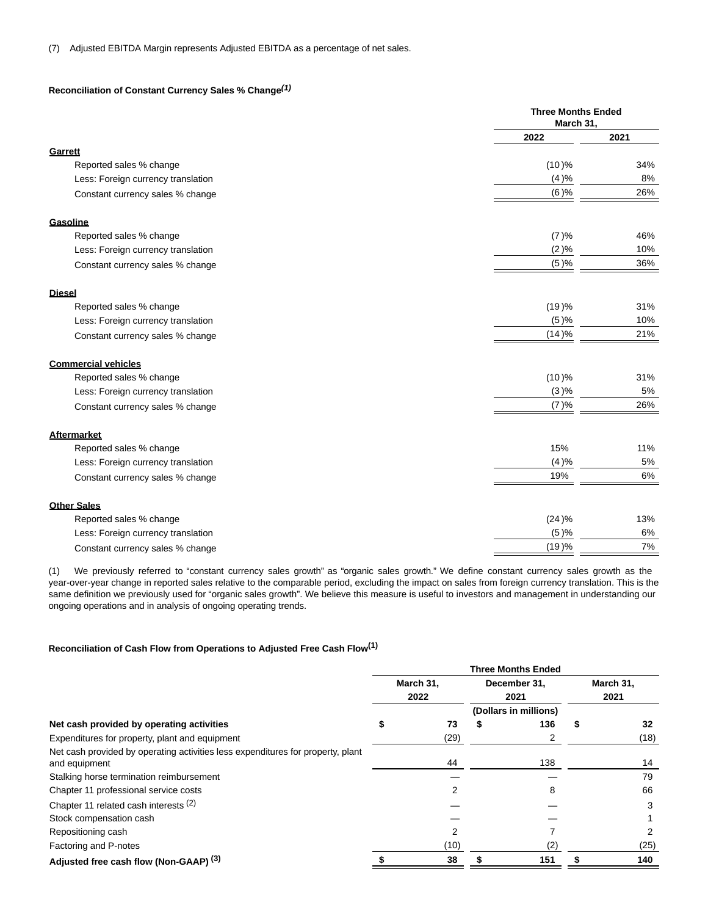(7) Adjusted EBITDA Margin represents Adjusted EBITDA as a percentage of net sales.

**Reconciliation of Constant Currency Sales % Change***(1)*

| | Three Months Ended March 31, | |
|---|---|---|
| | 2022 | 2021 |
| **Garrett** | | |
| Reported sales % change | (10)% | 34% |
| Less: Foreign currency translation | (4)% | 8% |
| Constant currency sales % change | (6)% | 26% |
| **Gasoline** | | |
| Reported sales % change | (7)% | 46% |
| Less: Foreign currency translation | (2)% | 10% |
| Constant currency sales % change | (5)% | 36% |
| **Diesel** | | |
| Reported sales % change | (19)% | 31% |
| Less: Foreign currency translation | (5)% | 10% |
| Constant currency sales % change | (14)% | 21% |
| **Commercial vehicles** | | |
| Reported sales % change | (10)% | 31% |
| Less: Foreign currency translation | (3)% | 5% |
| Constant currency sales % change | (7)% | 26% |
| **Aftermarket** | | |
| Reported sales % change | 15% | 11% |
| Less: Foreign currency translation | (4)% | 5% |
| Constant currency sales % change | 19% | 6% |
| **Other Sales** | | |
| Reported sales % change | (24)% | 13% |
| Less: Foreign currency translation | (5)% | 6% |
| Constant currency sales % change | (19)% | 7% |

(1) We previously referred to "constant currency sales growth" as "organic sales growth." We define constant currency sales growth as the year-over-year change in reported sales relative to the comparable period, excluding the impact on sales from foreign currency translation. This is the same definition we previously used for "organic sales growth". We believe this measure is useful to investors and management in understanding our ongoing operations and in analysis of ongoing operating trends.

**Reconciliation of Cash Flow from Operations to Adjusted Free Cash Flow**[(1)]

| | Three Months Ended | | |
|---|---|---|---|
| | March 31, 2022 | December 31, 2021 | March 31, 2021 |
| | (Dollars in millions) | | |
| **Net cash provided by operating activities** | $ 73 | $ 136 | $ 32 |
| Expenditures for property, plant and equipment | (29) | 2 | (18) |
| Net cash provided by operating activities less expenditures for property, plant and equipment | 44 | 138 | 14 |
| Stalking horse termination reimbursement | — | — | 79 |
| Chapter 11 professional service costs | 2 | 8 | 66 |
| Chapter 11 related cash interests [(2)] | — | — | 3 |
| Stock compensation cash | — | — | 1 |
| Repositioning cash | 2 | 7 | 2 |
| Factoring and P-notes | (10) | (2) | (25) |
| **Adjusted free cash flow (Non-GAAP)** [(3)] | $ 38 | $ 151 | $ 140 |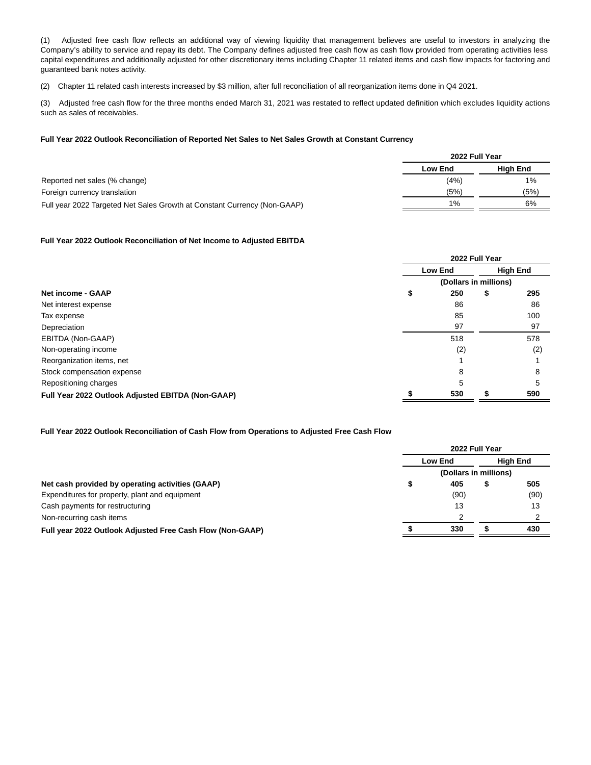(1) Adjusted free cash flow reflects an additional way of viewing liquidity that management believes are useful to investors in analyzing the Company's ability to service and repay its debt. The Company defines adjusted free cash flow as cash flow provided from operating activities less capital expenditures and additionally adjusted for other discretionary items including Chapter 11 related items and cash flow impacts for factoring and guaranteed bank notes activity.

(2) Chapter 11 related cash interests increased by $3 million, after full reconciliation of all reorganization items done in Q4 2021.

(3) Adjusted free cash flow for the three months ended March 31, 2021 was restated to reflect updated definition which excludes liquidity actions such as sales of receivables.

**Full Year 2022 Outlook Reconciliation of Reported Net Sales to Net Sales Growth at Constant Currency**

| | 2022 Full Year | |
|---|---|---|
| | Low End | High End |
| Reported net sales (% change) | (4%) | 1% |
| Foreign currency translation | (5%) | (5%) |
| Full year 2022 Targeted Net Sales Growth at Constant Currency (Non-GAAP) | 1% | 6% |

**Full Year 2022 Outlook Reconciliation of Net Income to Adjusted EBITDA**

| | 2022 Full Year | |
|---|---|---|
| | Low End | High End |
| | (Dollars in millions) | |
| **Net income - GAAP** | $ 250 | $ 295 |
| Net interest expense | 86 | 86 |
| Tax expense | 85 | 100 |
| Depreciation | 97 | 97 |
| EBITDA (Non-GAAP) | 518 | 578 |
| Non-operating income | (2) | (2) |
| Reorganization items, net | 1 | 1 |
| Stock compensation expense | 8 | 8 |
| Repositioning charges | 5 | 5 |
| **Full Year 2022 Outlook Adjusted EBITDA (Non-GAAP)** | $ 530 | $ 590 |

**Full Year 2022 Outlook Reconciliation of Cash Flow from Operations to Adjusted Free Cash Flow**

| | 2022 Full Year | |
|---|---|---|
| | Low End | High End |
| | (Dollars in millions) | |
| **Net cash provided by operating activities (GAAP)** | $ 405 | $ 505 |
| Expenditures for property, plant and equipment | (90) | (90) |
| Cash payments for restructuring | 13 | 13 |
| Non-recurring cash items | 2 | 2 |
| **Full year 2022 Outlook Adjusted Free Cash Flow (Non-GAAP)** | $ 330 | $ 430 |